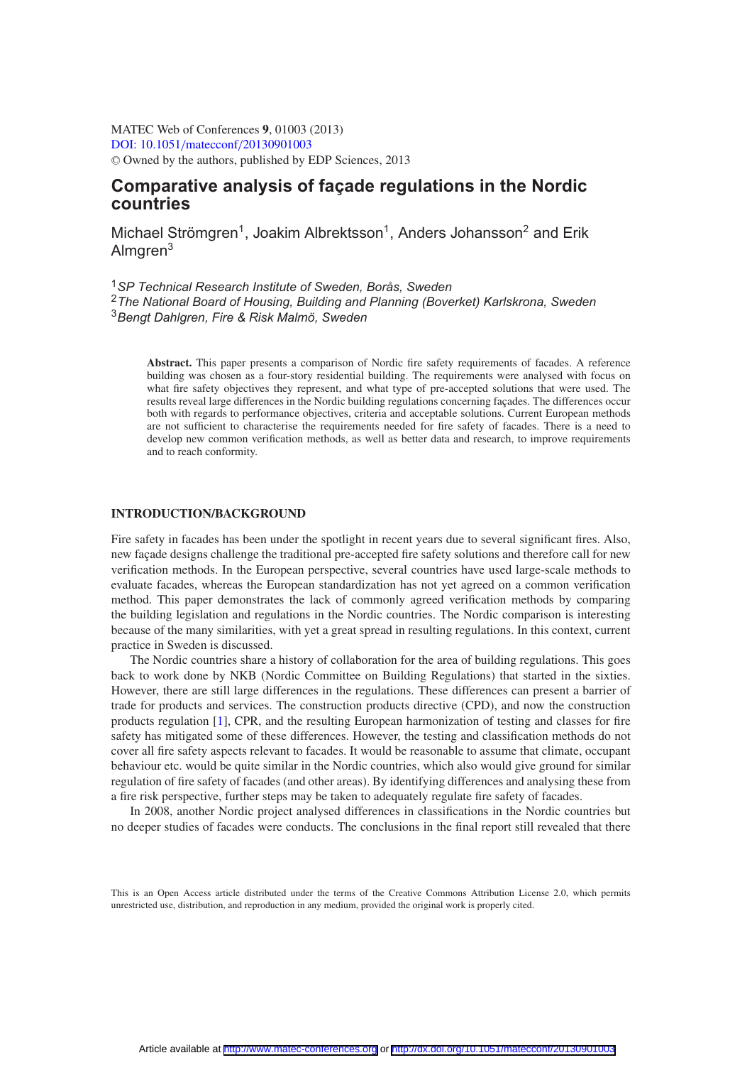# Comparative analysis of façade regulations in the Nordic countries

Michael Strömgren[1], Joakim Albrektsson[1], Anders Johansson[2] and Erik Almgren[3]

[1] *SP Technical Research Institute of Sweden, Borås, Sweden*
[2] *The National Board of Housing, Building and Planning (Boverket) Karlskrona, Sweden*
[3] *Bengt Dahlgren, Fire & Risk Malmö, Sweden*

**Abstract.** This paper presents a comparison of Nordic fire safety requirements of facades. A reference building was chosen as a four-story residential building. The requirements were analysed with focus on what fire safety objectives they represent, and what type of pre-accepted solutions that were used. The results reveal large differences in the Nordic building regulations concerning façades. The differences occur both with regards to performance objectives, criteria and acceptable solutions. Current European methods are not sufficient to characterise the requirements needed for fire safety of facades. There is a need to develop new common verification methods, as well as better data and research, to improve requirements and to reach conformity.

## INTRODUCTION/BACKGROUND

Fire safety in facades has been under the spotlight in recent years due to several significant fires. Also, new façade designs challenge the traditional pre-accepted fire safety solutions and therefore call for new verification methods. In the European perspective, several countries have used large-scale methods to evaluate facades, whereas the European standardization has not yet agreed on a common verification method. This paper demonstrates the lack of commonly agreed verification methods by comparing the building legislation and regulations in the Nordic countries. The Nordic comparison is interesting because of the many similarities, with yet a great spread in resulting regulations. In this context, current practice in Sweden is discussed.

The Nordic countries share a history of collaboration for the area of building regulations. This goes back to work done by NKB (Nordic Committee on Building Regulations) that started in the sixties. However, there are still large differences in the regulations. These differences can present a barrier of trade for products and services. The construction products directive (CPD), and now the construction products regulation [1], CPR, and the resulting European harmonization of testing and classes for fire safety has mitigated some of these differences. However, the testing and classification methods do not cover all fire safety aspects relevant to facades. It would be reasonable to assume that climate, occupant behaviour etc. would be quite similar in the Nordic countries, which also would give ground for similar regulation of fire safety of facades (and other areas). By identifying differences and analysing these from a fire risk perspective, further steps may be taken to adequately regulate fire safety of facades.

In 2008, another Nordic project analysed differences in classifications in the Nordic countries but no deeper studies of facades were conducts. The conclusions in the final report still revealed that there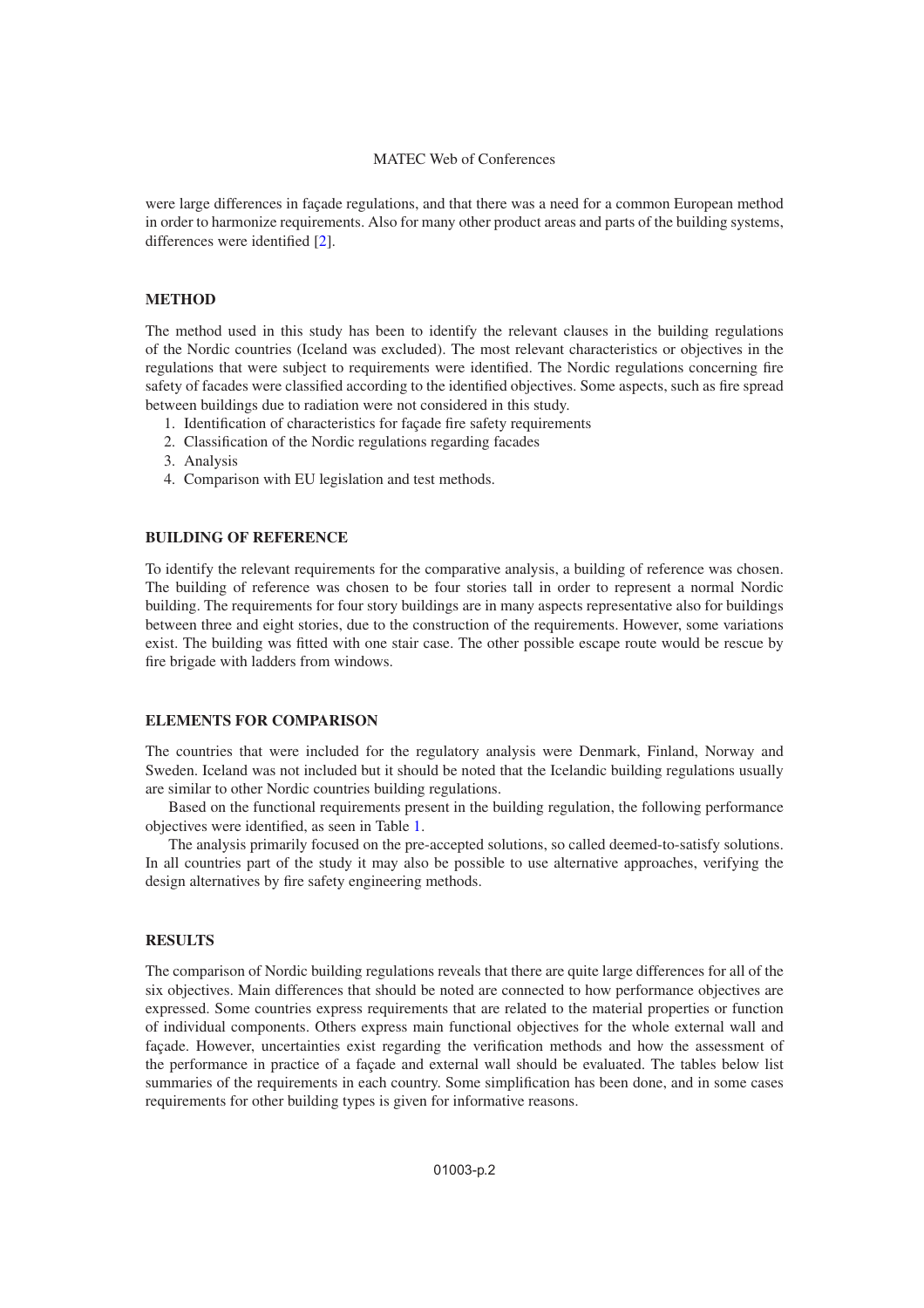were large differences in façade regulations, and that there was a need for a common European method in order to harmonize requirements. Also for many other product areas and parts of the building systems, differences were identified [2].

## METHOD

The method used in this study has been to identify the relevant clauses in the building regulations of the Nordic countries (Iceland was excluded). The most relevant characteristics or objectives in the regulations that were subject to requirements were identified. The Nordic regulations concerning fire safety of facades were classified according to the identified objectives. Some aspects, such as fire spread between buildings due to radiation were not considered in this study.

1. Identification of characteristics for façade fire safety requirements
2. Classification of the Nordic regulations regarding facades
3. Analysis
4. Comparison with EU legislation and test methods.

## BUILDING OF REFERENCE

To identify the relevant requirements for the comparative analysis, a building of reference was chosen. The building of reference was chosen to be four stories tall in order to represent a normal Nordic building. The requirements for four story buildings are in many aspects representative also for buildings between three and eight stories, due to the construction of the requirements. However, some variations exist. The building was fitted with one stair case. The other possible escape route would be rescue by fire brigade with ladders from windows.

## ELEMENTS FOR COMPARISON

The countries that were included for the regulatory analysis were Denmark, Finland, Norway and Sweden. Iceland was not included but it should be noted that the Icelandic building regulations usually are similar to other Nordic countries building regulations.

Based on the functional requirements present in the building regulation, the following performance objectives were identified, as seen in Table 1.

The analysis primarily focused on the pre-accepted solutions, so called deemed-to-satisfy solutions. In all countries part of the study it may also be possible to use alternative approaches, verifying the design alternatives by fire safety engineering methods.

## RESULTS

The comparison of Nordic building regulations reveals that there are quite large differences for all of the six objectives. Main differences that should be noted are connected to how performance objectives are expressed. Some countries express requirements that are related to the material properties or function of individual components. Others express main functional objectives for the whole external wall and façade. However, uncertainties exist regarding the verification methods and how the assessment of the performance in practice of a façade and external wall should be evaluated. The tables below list summaries of the requirements in each country. Some simplification has been done, and in some cases requirements for other building types is given for informative reasons.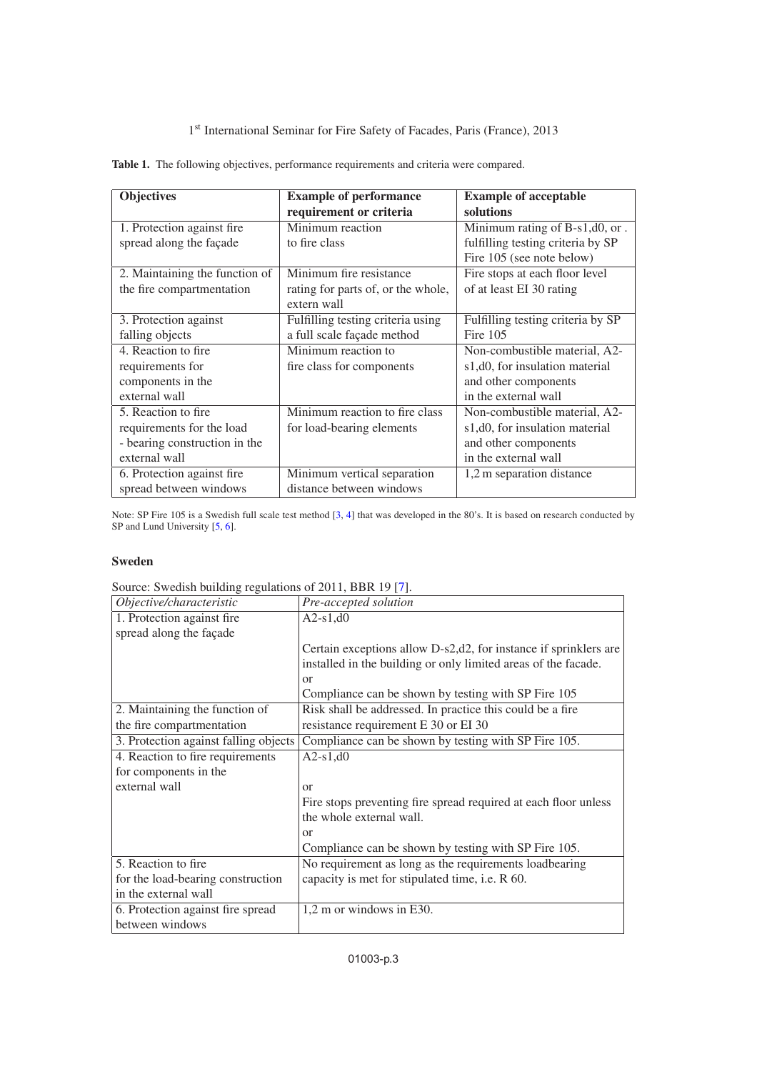**Table 1.** The following objectives, performance requirements and criteria were compared.

| Objectives | Example of performance requirement or criteria | Example of acceptable solutions |
|---|---|---|
| 1. Protection against fire spread along the façade | Minimum reaction to fire class | Minimum rating of B-s1,d0, or . fulfilling testing criteria by SP Fire 105 (see note below) |
| 2. Maintaining the function of the fire compartmentation | Minimum fire resistance rating for parts of, or the whole, extern wall | Fire stops at each floor level of at least EI 30 rating |
| 3. Protection against falling objects | Fulfilling testing criteria using a full scale façade method | Fulfilling testing criteria by SP Fire 105 |
| 4. Reaction to fire requirements for components in the external wall | Minimum reaction to fire class for components | Non-combustible material, A2-s1,d0, for insulation material and other components in the external wall |
| 5. Reaction to fire requirements for the load - bearing construction in the external wall | Minimum reaction to fire class for load-bearing elements | Non-combustible material, A2-s1,d0, for insulation material and other components in the external wall |
| 6. Protection against fire spread between windows | Minimum vertical separation distance between windows | 1,2 m separation distance |

Note: SP Fire 105 is a Swedish full scale test method [3, 4] that was developed in the 80's. It is based on research conducted by SP and Lund University [5, 6].

### Sweden

Source: Swedish building regulations of 2011, BBR 19 [7].

| *Objective/characteristic* | *Pre-accepted solution* |
|---|---|
| 1. Protection against fire spread along the façade | A2-s1,d0<br><br>Certain exceptions allow D-s2,d2, for instance if sprinklers are installed in the building or only limited areas of the facade.<br>or<br>Compliance can be shown by testing with SP Fire 105 |
| 2. Maintaining the function of the fire compartmentation | Risk shall be addressed. In practice this could be a fire resistance requirement E 30 or EI 30 |
| 3. Protection against falling objects | Compliance can be shown by testing with SP Fire 105. |
| 4. Reaction to fire requirements for components in the external wall | A2-s1,d0<br><br>or<br>Fire stops preventing fire spread required at each floor unless the whole external wall.<br>or<br>Compliance can be shown by testing with SP Fire 105. |
| 5. Reaction to fire for the load-bearing construction in the external wall | No requirement as long as the requirements loadbearing capacity is met for stipulated time, i.e. R 60. |
| 6. Protection against fire spread between windows | 1,2 m or windows in E30. |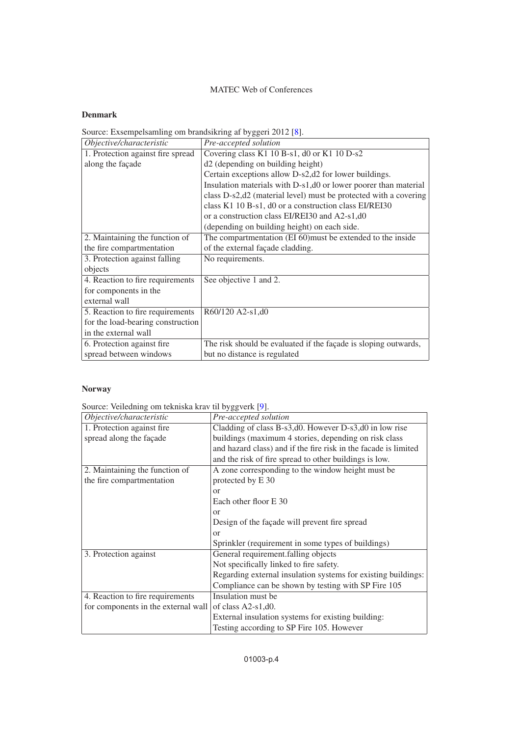**Denmark**

Source: Exsempelsamling om brandsikring af byggeri 2012 [8].

| *Objective/characteristic* | *Pre-accepted solution* |
|---|---|
| 1. Protection against fire spread along the façade | Covering class K1 10 B-s1, d0 or K1 10 D-s2 d2 (depending on building height) Certain exceptions allow D-s2,d2 for lower buildings. Insulation materials with D-s1,d0 or lower poorer than material class D-s2,d2 (material level) must be protected with a covering class K1 10 B-s1, d0 or a construction class EI/REI30 or a construction class EI/REI30 and A2-s1,d0 (depending on building height) on each side. |
| 2. Maintaining the function of the fire compartmentation | The compartmentation (EI 60)must be extended to the inside of the external façade cladding. |
| 3. Protection against falling objects | No requirements. |
| 4. Reaction to fire requirements for components in the external wall | See objective 1 and 2. |
| 5. Reaction to fire requirements for the load-bearing construction in the external wall | R60/120 A2-s1,d0 |
| 6. Protection against fire spread between windows | The risk should be evaluated if the façade is sloping outwards, but no distance is regulated |

**Norway**

Source: Veiledning om tekniska krav til byggverk [9].

| *Objective/characteristic* | *Pre-accepted solution* |
|---|---|
| 1. Protection against fire spread along the façade | Cladding of class B-s3,d0. However D-s3,d0 in low rise buildings (maximum 4 stories, depending on risk class and hazard class) and if the fire risk in the facade is limited and the risk of fire spread to other buildings is low. |
| 2. Maintaining the function of the fire compartmentation | A zone corresponding to the window height must be protected by E 30 or Each other floor E 30 or Design of the façade will prevent fire spread or Sprinkler (requirement in some types of buildings) |
| 3. Protection against | General requirement.falling objects Not specifically linked to fire safety. Regarding external insulation systems for existing buildings: Compliance can be shown by testing with SP Fire 105 |
| 4. Reaction to fire requirements for components in the external wall | Insulation must be of class A2-s1,d0. External insulation systems for existing building: Testing according to SP Fire 105. However |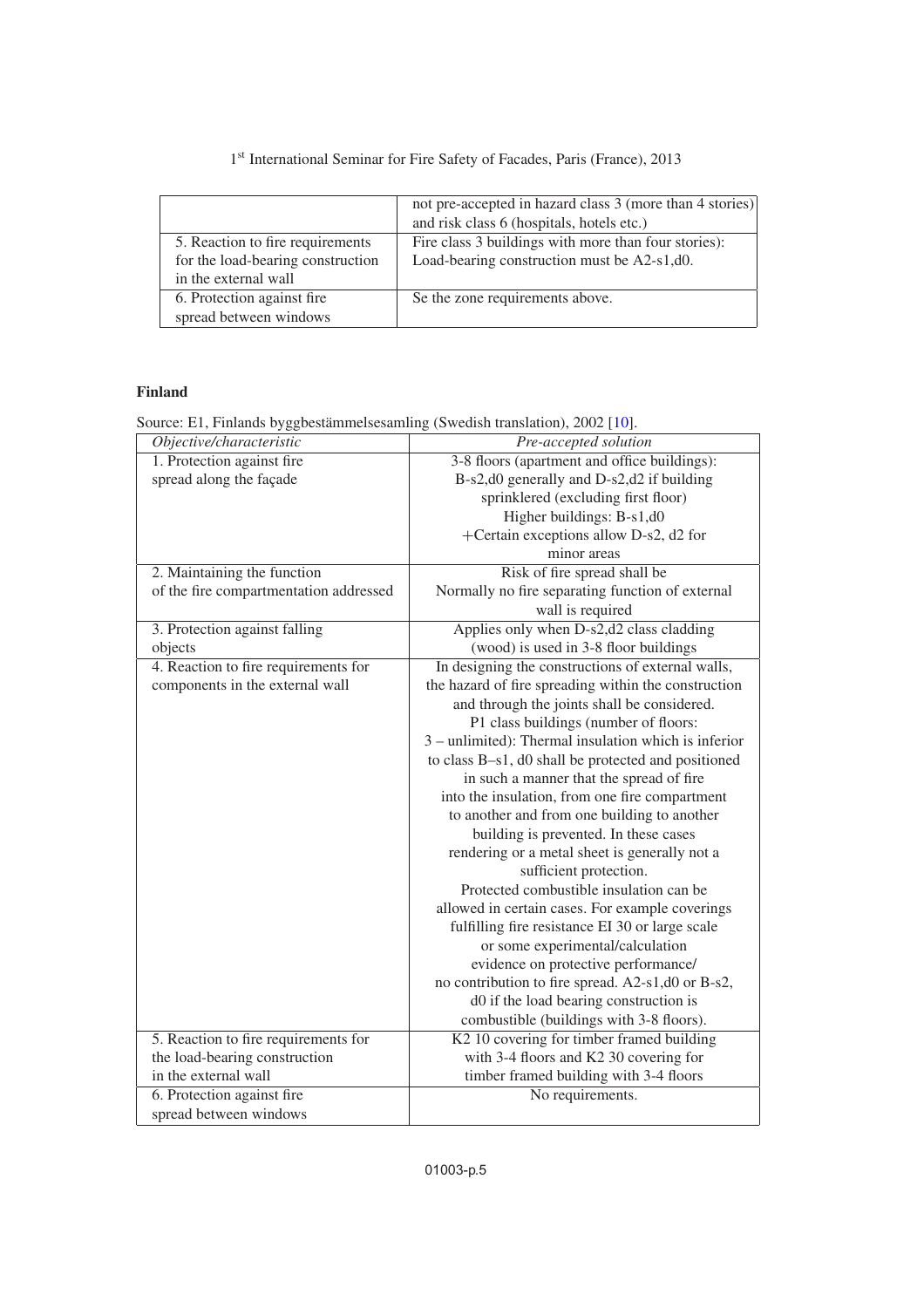|  | not pre-accepted in hazard class 3 (more than 4 stories) and risk class 6 (hospitals, hotels etc.) |
|---|---|
| 5. Reaction to fire requirements for the load-bearing construction in the external wall | Fire class 3 buildings with more than four stories): Load-bearing construction must be A2-s1,d0. |
| 6. Protection against fire spread between windows | Se the zone requirements above. |

**Finland**

Source: E1, Finlands byggbestämmelsesamling (Swedish translation), 2002 [10].

| *Objective/characteristic* | *Pre-accepted solution* |
|---|---|
| 1. Protection against fire spread along the façade | 3-8 floors (apartment and office buildings): B-s2,d0 generally and D-s2,d2 if building sprinklered (excluding first floor) Higher buildings: B-s1,d0 +Certain exceptions allow D-s2, d2 for minor areas |
| 2. Maintaining the function of the fire compartmentation addressed | Risk of fire spread shall be Normally no fire separating function of external wall is required |
| 3. Protection against falling objects | Applies only when D-s2,d2 class cladding (wood) is used in 3-8 floor buildings |
| 4. Reaction to fire requirements for components in the external wall | In designing the constructions of external walls, the hazard of fire spreading within the construction and through the joints shall be considered. P1 class buildings (number of floors: 3 – unlimited): Thermal insulation which is inferior to class B–s1, d0 shall be protected and positioned in such a manner that the spread of fire into the insulation, from one fire compartment to another and from one building to another building is prevented. In these cases rendering or a metal sheet is generally not a sufficient protection. Protected combustible insulation can be allowed in certain cases. For example coverings fulfilling fire resistance EI 30 or large scale or some experimental/calculation evidence on protective performance/ no contribution to fire spread. A2-s1,d0 or B-s2, d0 if the load bearing construction is combustible (buildings with 3-8 floors). |
| 5. Reaction to fire requirements for the load-bearing construction in the external wall | K2 10 covering for timber framed building with 3-4 floors and K2 30 covering for timber framed building with 3-4 floors |
| 6. Protection against fire spread between windows | No requirements. |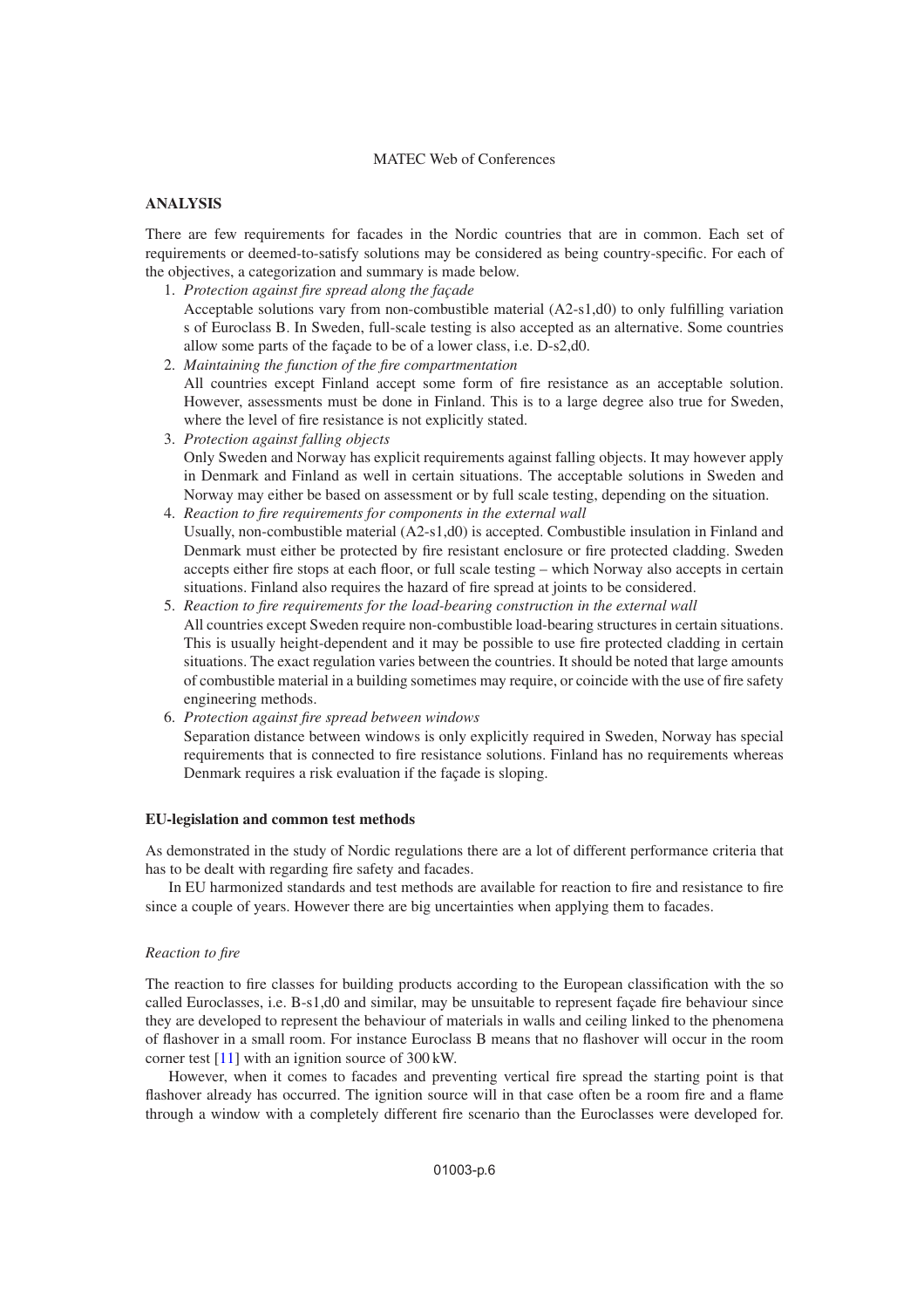## ANALYSIS

There are few requirements for facades in the Nordic countries that are in common. Each set of requirements or deemed-to-satisfy solutions may be considered as being country-specific. For each of the objectives, a categorization and summary is made below.

1. *Protection against fire spread along the façade*
   Acceptable solutions vary from non-combustible material (A2-s1,d0) to only fulfilling variation s of Euroclass B. In Sweden, full-scale testing is also accepted as an alternative. Some countries allow some parts of the façade to be of a lower class, i.e. D-s2,d0.
2. *Maintaining the function of the fire compartmentation*
   All countries except Finland accept some form of fire resistance as an acceptable solution. However, assessments must be done in Finland. This is to a large degree also true for Sweden, where the level of fire resistance is not explicitly stated.
3. *Protection against falling objects*
   Only Sweden and Norway has explicit requirements against falling objects. It may however apply in Denmark and Finland as well in certain situations. The acceptable solutions in Sweden and Norway may either be based on assessment or by full scale testing, depending on the situation.
4. *Reaction to fire requirements for components in the external wall*
   Usually, non-combustible material (A2-s1,d0) is accepted. Combustible insulation in Finland and Denmark must either be protected by fire resistant enclosure or fire protected cladding. Sweden accepts either fire stops at each floor, or full scale testing – which Norway also accepts in certain situations. Finland also requires the hazard of fire spread at joints to be considered.
5. *Reaction to fire requirements for the load-bearing construction in the external wall*
   All countries except Sweden require non-combustible load-bearing structures in certain situations. This is usually height-dependent and it may be possible to use fire protected cladding in certain situations. The exact regulation varies between the countries. It should be noted that large amounts of combustible material in a building sometimes may require, or coincide with the use of fire safety engineering methods.
6. *Protection against fire spread between windows*
   Separation distance between windows is only explicitly required in Sweden, Norway has special requirements that is connected to fire resistance solutions. Finland has no requirements whereas Denmark requires a risk evaluation if the façade is sloping.

### EU-legislation and common test methods

As demonstrated in the study of Nordic regulations there are a lot of different performance criteria that has to be dealt with regarding fire safety and facades.

In EU harmonized standards and test methods are available for reaction to fire and resistance to fire since a couple of years. However there are big uncertainties when applying them to facades.

#### *Reaction to fire*

The reaction to fire classes for building products according to the European classification with the so called Euroclasses, i.e. B-s1,d0 and similar, may be unsuitable to represent façade fire behaviour since they are developed to represent the behaviour of materials in walls and ceiling linked to the phenomena of flashover in a small room. For instance Euroclass B means that no flashover will occur in the room corner test [11] with an ignition source of 300 kW.

However, when it comes to facades and preventing vertical fire spread the starting point is that flashover already has occurred. The ignition source will in that case often be a room fire and a flame through a window with a completely different fire scenario than the Euroclasses were developed for.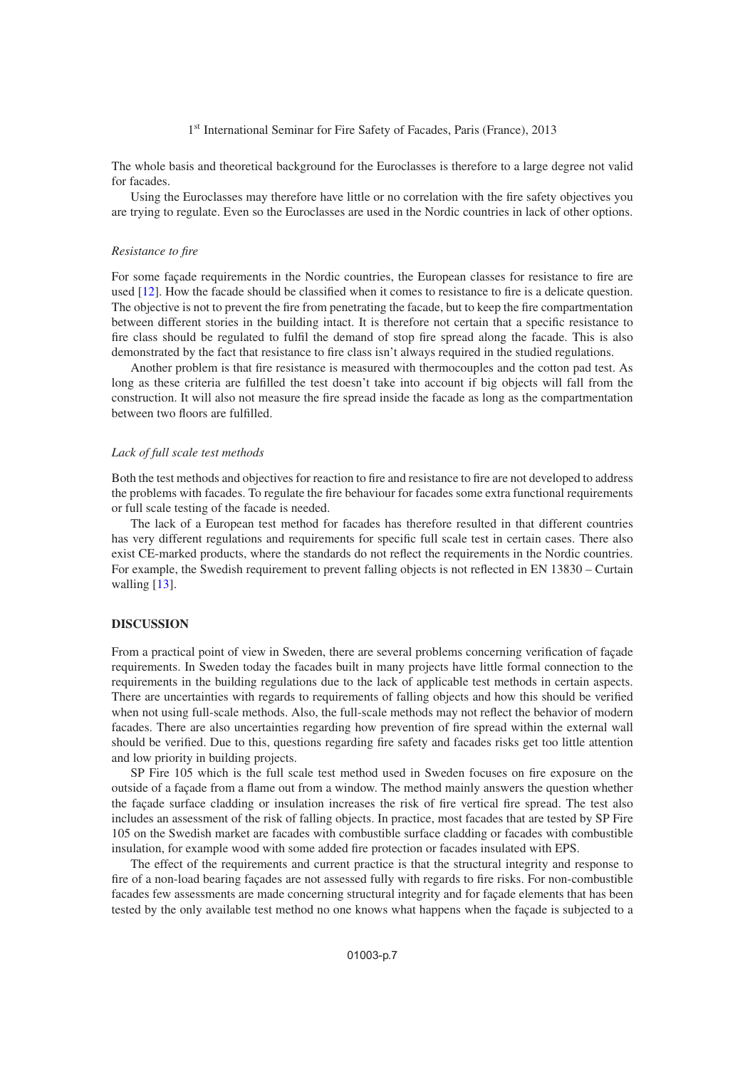The whole basis and theoretical background for the Euroclasses is therefore to a large degree not valid for facades.

Using the Euroclasses may therefore have little or no correlation with the fire safety objectives you are trying to regulate. Even so the Euroclasses are used in the Nordic countries in lack of other options.

*Resistance to fire*

For some façade requirements in the Nordic countries, the European classes for resistance to fire are used [12]. How the facade should be classified when it comes to resistance to fire is a delicate question. The objective is not to prevent the fire from penetrating the facade, but to keep the fire compartmentation between different stories in the building intact. It is therefore not certain that a specific resistance to fire class should be regulated to fulfil the demand of stop fire spread along the facade. This is also demonstrated by the fact that resistance to fire class isn't always required in the studied regulations.

Another problem is that fire resistance is measured with thermocouples and the cotton pad test. As long as these criteria are fulfilled the test doesn't take into account if big objects will fall from the construction. It will also not measure the fire spread inside the facade as long as the compartmentation between two floors are fulfilled.

*Lack of full scale test methods*

Both the test methods and objectives for reaction to fire and resistance to fire are not developed to address the problems with facades. To regulate the fire behaviour for facades some extra functional requirements or full scale testing of the facade is needed.

The lack of a European test method for facades has therefore resulted in that different countries has very different regulations and requirements for specific full scale test in certain cases. There also exist CE-marked products, where the standards do not reflect the requirements in the Nordic countries. For example, the Swedish requirement to prevent falling objects is not reflected in EN 13830 – Curtain walling [13].

## DISCUSSION

From a practical point of view in Sweden, there are several problems concerning verification of façade requirements. In Sweden today the facades built in many projects have little formal connection to the requirements in the building regulations due to the lack of applicable test methods in certain aspects. There are uncertainties with regards to requirements of falling objects and how this should be verified when not using full-scale methods. Also, the full-scale methods may not reflect the behavior of modern facades. There are also uncertainties regarding how prevention of fire spread within the external wall should be verified. Due to this, questions regarding fire safety and facades risks get too little attention and low priority in building projects.

SP Fire 105 which is the full scale test method used in Sweden focuses on fire exposure on the outside of a façade from a flame out from a window. The method mainly answers the question whether the façade surface cladding or insulation increases the risk of fire vertical fire spread. The test also includes an assessment of the risk of falling objects. In practice, most facades that are tested by SP Fire 105 on the Swedish market are facades with combustible surface cladding or facades with combustible insulation, for example wood with some added fire protection or facades insulated with EPS.

The effect of the requirements and current practice is that the structural integrity and response to fire of a non-load bearing façades are not assessed fully with regards to fire risks. For non-combustible facades few assessments are made concerning structural integrity and for façade elements that has been tested by the only available test method no one knows what happens when the façade is subjected to a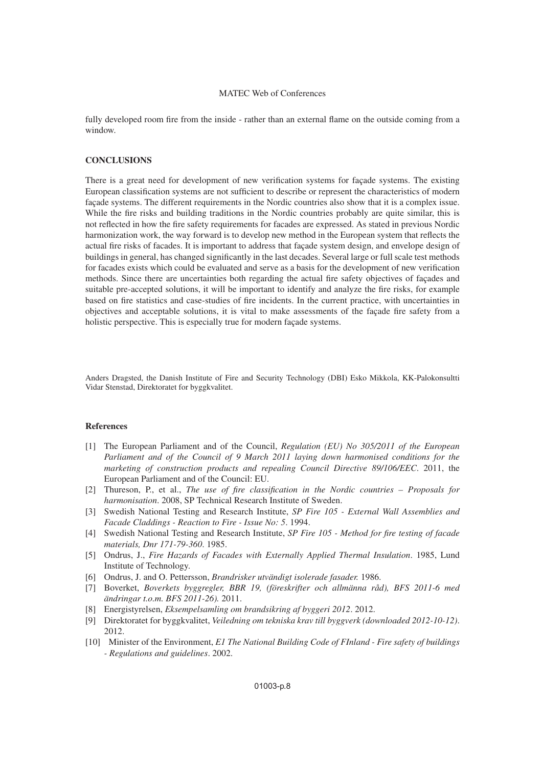fully developed room fire from the inside - rather than an external flame on the outside coming from a window.

## CONCLUSIONS

There is a great need for development of new verification systems for façade systems. The existing European classification systems are not sufficient to describe or represent the characteristics of modern façade systems. The different requirements in the Nordic countries also show that it is a complex issue. While the fire risks and building traditions in the Nordic countries probably are quite similar, this is not reflected in how the fire safety requirements for facades are expressed. As stated in previous Nordic harmonization work, the way forward is to develop new method in the European system that reflects the actual fire risks of facades. It is important to address that façade system design, and envelope design of buildings in general, has changed significantly in the last decades. Several large or full scale test methods for facades exists which could be evaluated and serve as a basis for the development of new verification methods. Since there are uncertainties both regarding the actual fire safety objectives of façades and suitable pre-accepted solutions, it will be important to identify and analyze the fire risks, for example based on fire statistics and case-studies of fire incidents. In the current practice, with uncertainties in objectives and acceptable solutions, it is vital to make assessments of the façade fire safety from a holistic perspective. This is especially true for modern façade systems.

Anders Dragsted, the Danish Institute of Fire and Security Technology (DBI) Esko Mikkola, KK-Palokonsultti Vidar Stenstad, Direktoratet for byggkvalitet.

### References

[1] The European Parliament and of the Council, *Regulation (EU) No 305/2011 of the European Parliament and of the Council of 9 March 2011 laying down harmonised conditions for the marketing of construction products and repealing Council Directive 89/106/EEC*. 2011, the European Parliament and of the Council: EU.

[2] Thureson, P., et al., *The use of fire classification in the Nordic countries – Proposals for harmonisation*. 2008, SP Technical Research Institute of Sweden.

[3] Swedish National Testing and Research Institute, *SP Fire 105 - External Wall Assemblies and Facade Claddings - Reaction to Fire - Issue No: 5*. 1994.

[4] Swedish National Testing and Research Institute, *SP Fire 105 - Method for fire testing of facade materials, Dnr 171-79-360*. 1985.

[5] Ondrus, J., *Fire Hazards of Facades with Externally Applied Thermal Insulation*. 1985, Lund Institute of Technology.

[6] Ondrus, J. and O. Pettersson, *Brandrisker utvändigt isolerade fasader.* 1986.

[7] Boverket, *Boverkets byggregler, BBR 19, (föreskrifter och allmänna råd), BFS 2011-6 med ändringar t.o.m. BFS 2011-26).* 2011.

[8] Energistyrelsen, *Eksempelsamling om brandsikring af byggeri 2012*. 2012.

[9] Direktoratet for byggkvalitet, *Veiledning om tekniska krav till byggverk (downloaded 2012-10-12)*. 2012.

[10] Minister of the Environment, *E1 The National Building Code of FInland - Fire safety of buildings - Regulations and guidelines*. 2002.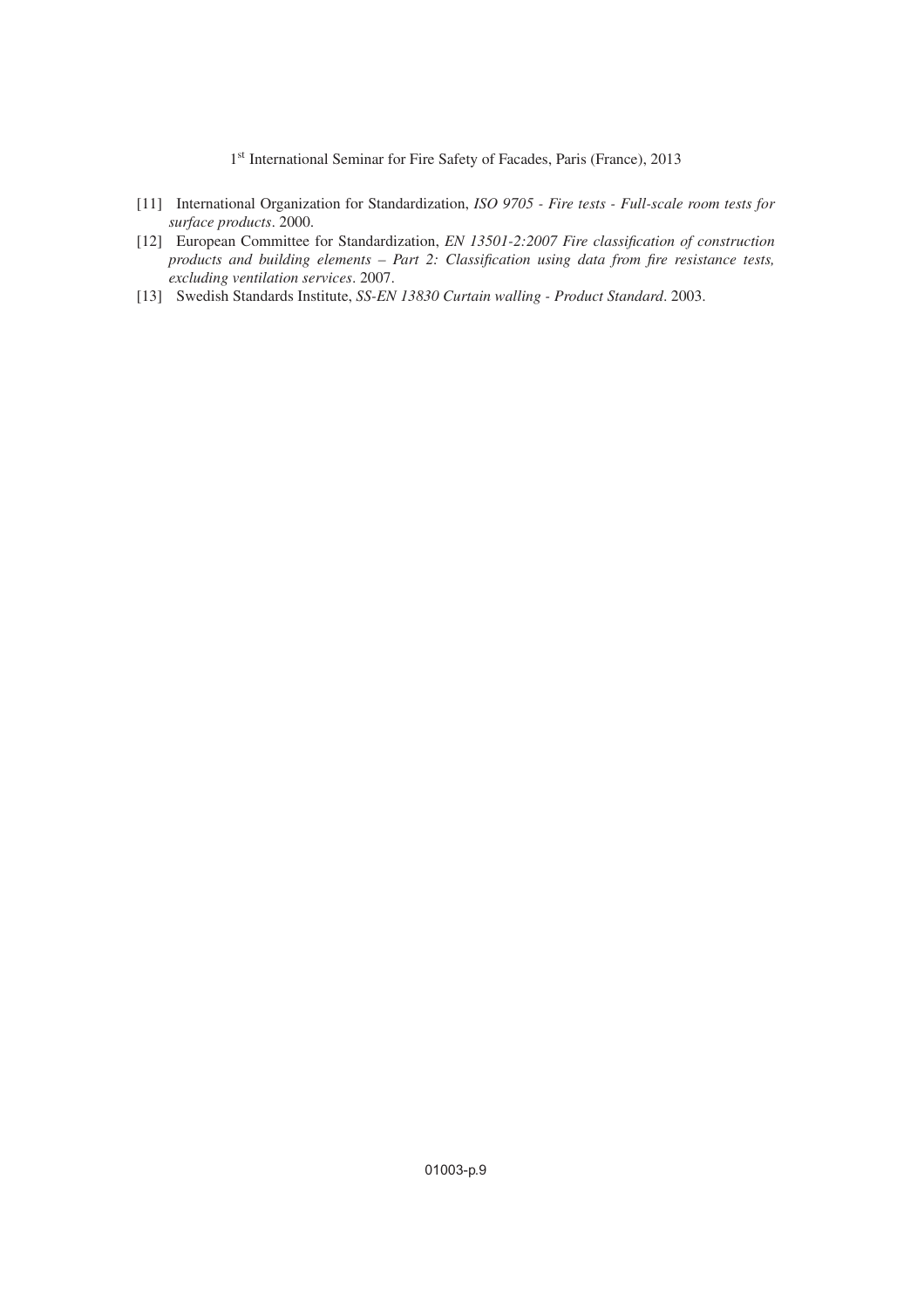[11] International Organization for Standardization, *ISO 9705 - Fire tests - Full-scale room tests for surface products*. 2000.

[12] European Committee for Standardization, *EN 13501-2:2007 Fire classification of construction products and building elements – Part 2: Classification using data from fire resistance tests, excluding ventilation services*. 2007.

[13] Swedish Standards Institute, *SS-EN 13830 Curtain walling - Product Standard*. 2003.